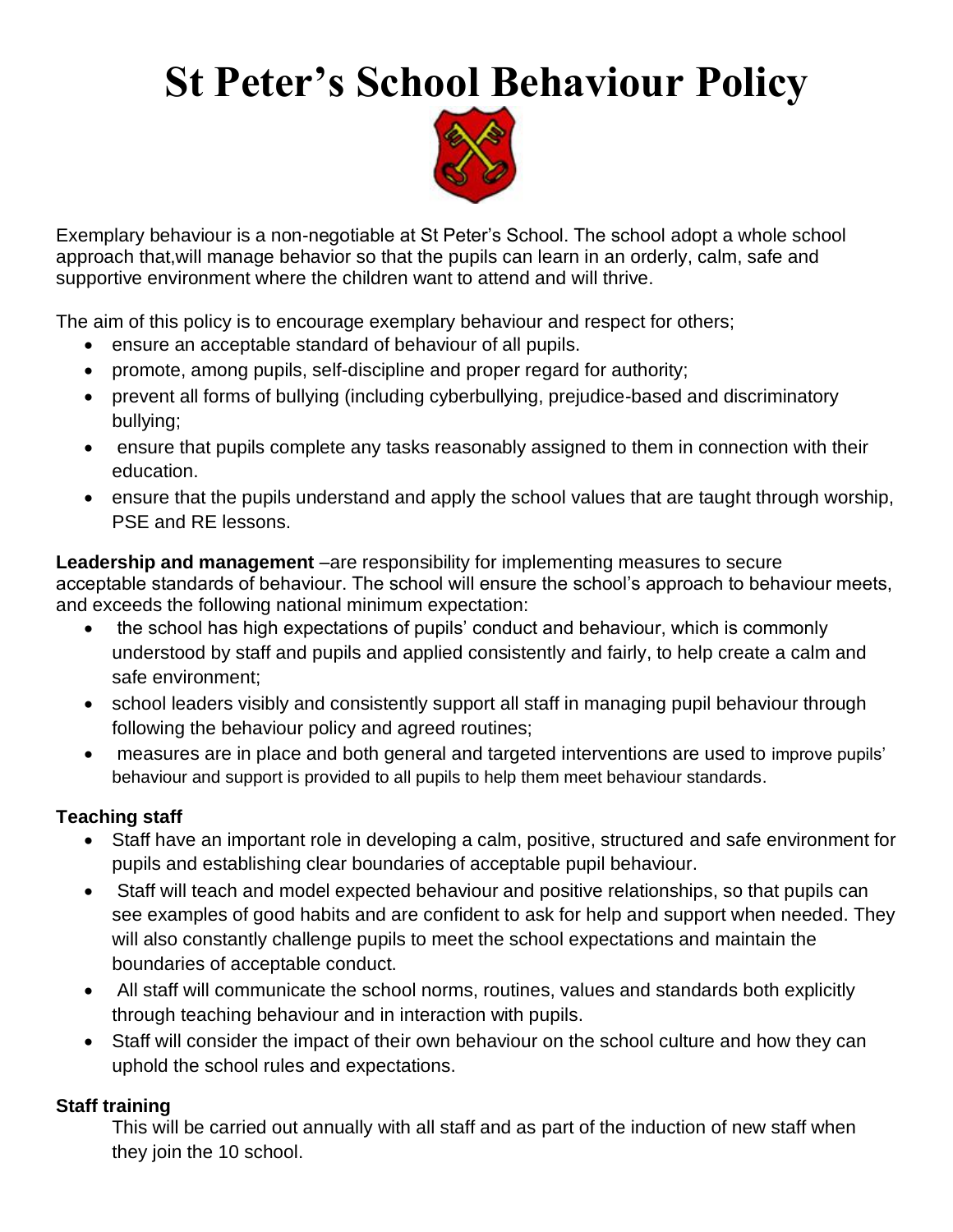# St Peter's School Behaviour Policy

Exemplary behaviour is a non-negotiable at St Peter's School. The school adopt a whole school approach that,will manage behavior so that the pupils can learn in an orderly, calm, safe and supportive environment where the children want to attend and will thrive.

The aim of this policy is to encourage exemplary behaviour and respect for others;

- ensure an acceptable standard of behaviour of all pupils.
- promote, among pupils, self-discipline and proper regard for authority;
- prevent all forms of bullying (including cyberbullying, prejudice-based and discriminatory bullying;
- ensure that pupils complete any tasks reasonably assigned to them in connection with their education.
- ensure that the pupils understand and apply the school values that are taught through worship, PSE and RE lessons.

**Leadership and management** –are responsibility for implementing measures to secure acceptable standards of behaviour. The school will ensure the school's approach to behaviour meets, and exceeds the following national minimum expectation:

- the school has high expectations of pupils' conduct and behaviour, which is commonly understood by staff and pupils and applied consistently and fairly, to help create a calm and safe environment;
- school leaders visibly and consistently support all staff in managing pupil behaviour through following the behaviour policy and agreed routines;
- measures are in place and both general and targeted interventions are used to improve pupils' behaviour and support is provided to all pupils to help them meet behaviour standards.

**Teaching staff**

- Staff have an important role in developing a calm, positive, structured and safe environment for pupils and establishing clear boundaries of acceptable pupil behaviour.
- Staff will teach and model expected behaviour and positive relationships, so that pupils can see examples of good habits and are confident to ask for help and support when needed. They will also constantly challenge pupils to meet the school expectations and maintain the boundaries of acceptable conduct.
- All staff will communicate the school norms, routines, values and standards both explicitly through teaching behaviour and in interaction with pupils.
- Staff will consider the impact of their own behaviour on the school culture and how they can uphold the school rules and expectations.

**Staff training**

This will be carried out annually with all staff and as part of the induction of new staff when they join the 10 school.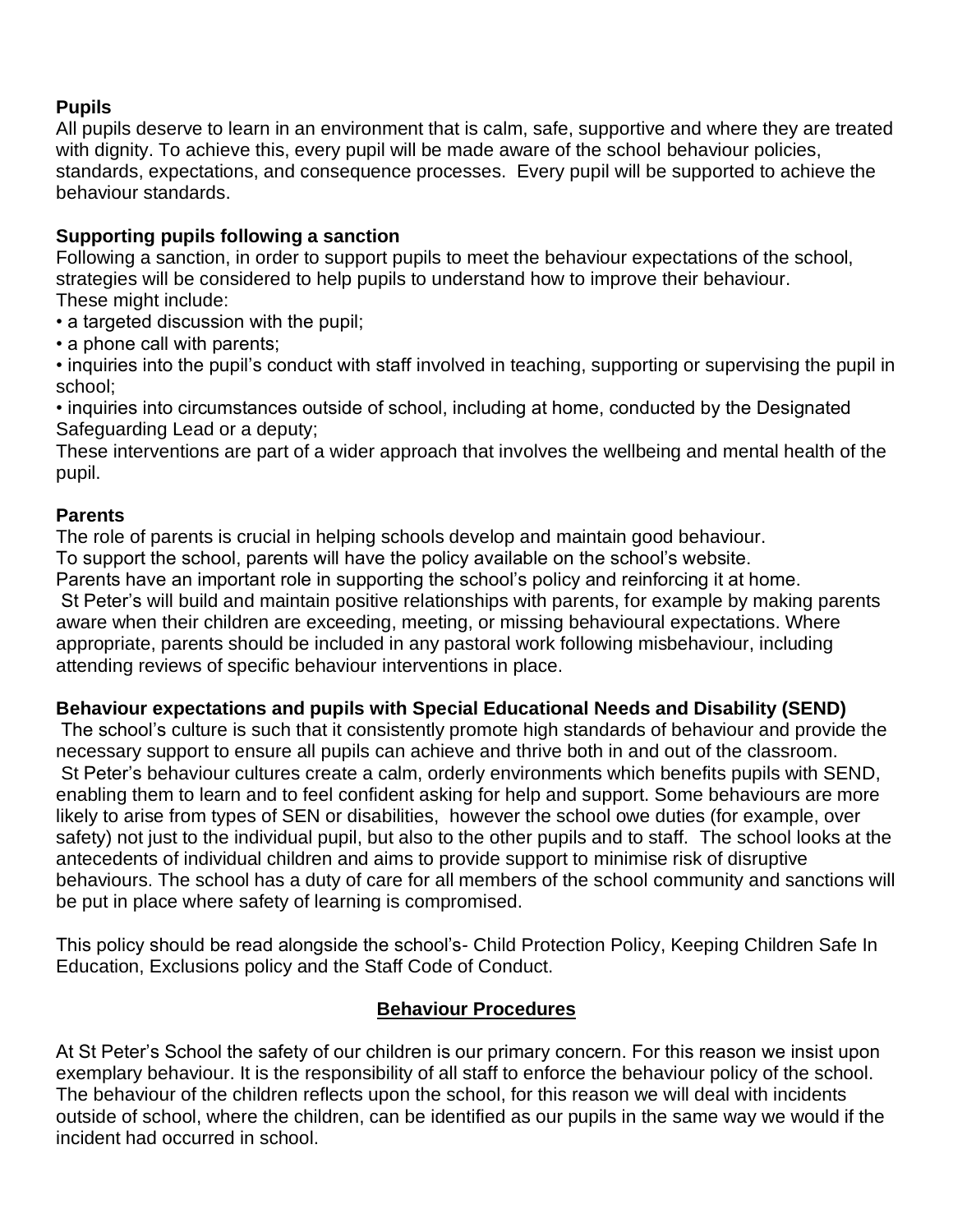**Pupils**

All pupils deserve to learn in an environment that is calm, safe, supportive and where they are treated with dignity. To achieve this, every pupil will be made aware of the school behaviour policies, standards, expectations, and consequence processes. Every pupil will be supported to achieve the behaviour standards.

**Supporting pupils following a sanction**

Following a sanction, in order to support pupils to meet the behaviour expectations of the school, strategies will be considered to help pupils to understand how to improve their behaviour. These might include:

- a targeted discussion with the pupil;
- a phone call with parents;
- inquiries into the pupil's conduct with staff involved in teaching, supporting or supervising the pupil in school;
- inquiries into circumstances outside of school, including at home, conducted by the Designated Safeguarding Lead or a deputy;

These interventions are part of a wider approach that involves the wellbeing and mental health of the pupil.

**Parents**

The role of parents is crucial in helping schools develop and maintain good behaviour.
To support the school, parents will have the policy available on the school's website.
Parents have an important role in supporting the school's policy and reinforcing it at home.
St Peter's will build and maintain positive relationships with parents, for example by making parents aware when their children are exceeding, meeting, or missing behavioural expectations. Where appropriate, parents should be included in any pastoral work following misbehaviour, including attending reviews of specific behaviour interventions in place.

**Behaviour expectations and pupils with Special Educational Needs and Disability (SEND)**

The school's culture is such that it consistently promote high standards of behaviour and provide the necessary support to ensure all pupils can achieve and thrive both in and out of the classroom.
St Peter's behaviour cultures create a calm, orderly environments which benefits pupils with SEND, enabling them to learn and to feel confident asking for help and support. Some behaviours are more likely to arise from types of SEN or disabilities, however the school owe duties (for example, over safety) not just to the individual pupil, but also to the other pupils and to staff. The school looks at the antecedents of individual children and aims to provide support to minimise risk of disruptive behaviours. The school has a duty of care for all members of the school community and sanctions will be put in place where safety of learning is compromised.

This policy should be read alongside the school's- Child Protection Policy, Keeping Children Safe In Education, Exclusions policy and the Staff Code of Conduct.

## Behaviour Procedures

At St Peter's School the safety of our children is our primary concern. For this reason we insist upon exemplary behaviour. It is the responsibility of all staff to enforce the behaviour policy of the school. The behaviour of the children reflects upon the school, for this reason we will deal with incidents outside of school, where the children, can be identified as our pupils in the same way we would if the incident had occurred in school.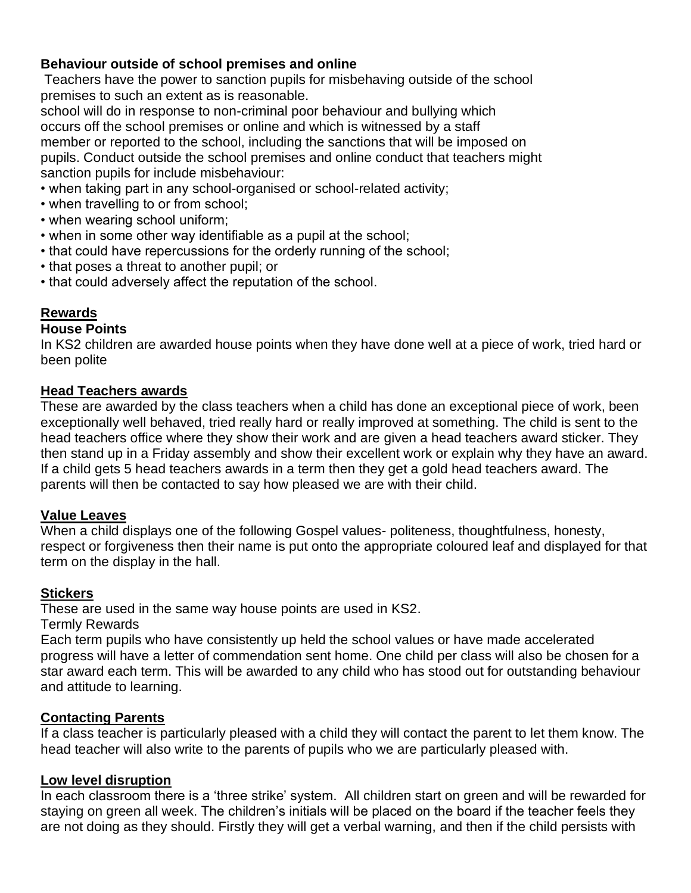**Behaviour outside of school premises and online**

Teachers have the power to sanction pupils for misbehaving outside of the school premises to such an extent as is reasonable.

school will do in response to non-criminal poor behaviour and bullying which occurs off the school premises or online and which is witnessed by a staff member or reported to the school, including the sanctions that will be imposed on pupils. Conduct outside the school premises and online conduct that teachers might sanction pupils for include misbehaviour:

- when taking part in any school-organised or school-related activity;
- when travelling to or from school;
- when wearing school uniform;
- when in some other way identifiable as a pupil at the school;
- that could have repercussions for the orderly running of the school;
- that poses a threat to another pupil; or
- that could adversely affect the reputation of the school.

## Rewards

**House Points**

In KS2 children are awarded house points when they have done well at a piece of work, tried hard or been polite

### Head Teachers awards

These are awarded by the class teachers when a child has done an exceptional piece of work, been exceptionally well behaved, tried really hard or really improved at something. The child is sent to the head teachers office where they show their work and are given a head teachers award sticker. They then stand up in a Friday assembly and show their excellent work or explain why they have an award. If a child gets 5 head teachers awards in a term then they get a gold head teachers award. The parents will then be contacted to say how pleased we are with their child.

### Value Leaves

When a child displays one of the following Gospel values- politeness, thoughtfulness, honesty, respect or forgiveness then their name is put onto the appropriate coloured leaf and displayed for that term on the display in the hall.

### Stickers

These are used in the same way house points are used in KS2.

Termly Rewards

Each term pupils who have consistently up held the school values or have made accelerated progress will have a letter of commendation sent home. One child per class will also be chosen for a star award each term. This will be awarded to any child who has stood out for outstanding behaviour and attitude to learning.

### Contacting Parents

If a class teacher is particularly pleased with a child they will contact the parent to let them know. The head teacher will also write to the parents of pupils who we are particularly pleased with.

### Low level disruption

In each classroom there is a 'three strike' system. All children start on green and will be rewarded for staying on green all week. The children's initials will be placed on the board if the teacher feels they are not doing as they should. Firstly they will get a verbal warning, and then if the child persists with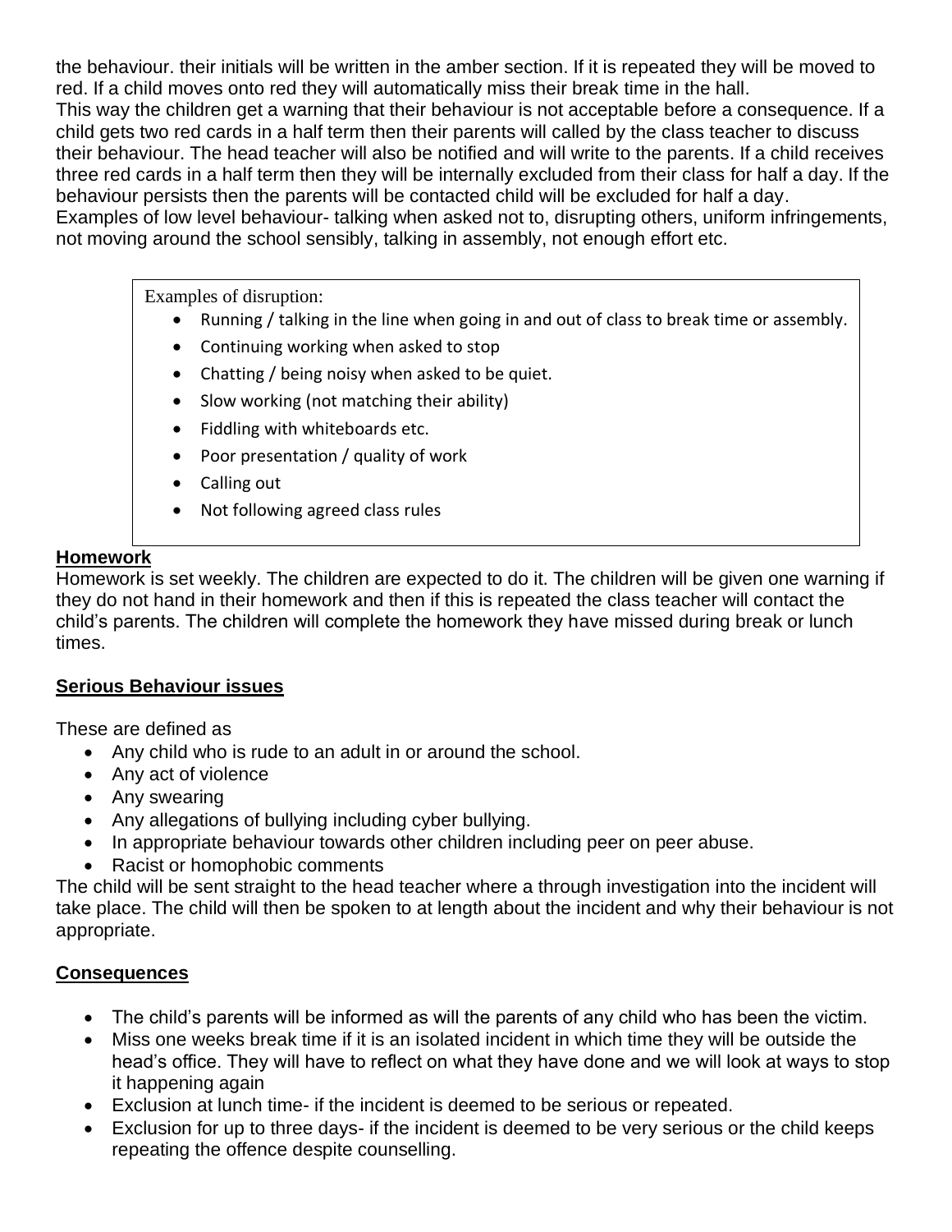the behaviour. their initials will be written in the amber section. If it is repeated they will be moved to red. If a child moves onto red they will automatically miss their break time in the hall.
This way the children get a warning that their behaviour is not acceptable before a consequence. If a child gets two red cards in a half term then their parents will called by the class teacher to discuss their behaviour. The head teacher will also be notified and will write to the parents. If a child receives three red cards in a half term then they will be internally excluded from their class for half a day. If the behaviour persists then the parents will be contacted child will be excluded for half a day.
Examples of low level behaviour- talking when asked not to, disrupting others, uniform infringements, not moving around the school sensibly, talking in assembly, not enough effort etc.

Examples of disruption:

- Running / talking in the line when going in and out of class to break time or assembly.
- Continuing working when asked to stop
- Chatting / being noisy when asked to be quiet.
- Slow working (not matching their ability)
- Fiddling with whiteboards etc.
- Poor presentation / quality of work
- Calling out
- Not following agreed class rules

**Homework**

Homework is set weekly. The children are expected to do it. The children will be given one warning if they do not hand in their homework and then if this is repeated the class teacher will contact the child's parents. The children will complete the homework they have missed during break or lunch times.

**Serious Behaviour issues**

These are defined as

- Any child who is rude to an adult in or around the school.
- Any act of violence
- Any swearing
- Any allegations of bullying including cyber bullying.
- In appropriate behaviour towards other children including peer on peer abuse.
- Racist or homophobic comments

The child will be sent straight to the head teacher where a through investigation into the incident will take place. The child will then be spoken to at length about the incident and why their behaviour is not appropriate.

**Consequences**

- The child's parents will be informed as will the parents of any child who has been the victim.
- Miss one weeks break time if it is an isolated incident in which time they will be outside the head's office. They will have to reflect on what they have done and we will look at ways to stop it happening again
- Exclusion at lunch time- if the incident is deemed to be serious or repeated.
- Exclusion for up to three days- if the incident is deemed to be very serious or the child keeps repeating the offence despite counselling.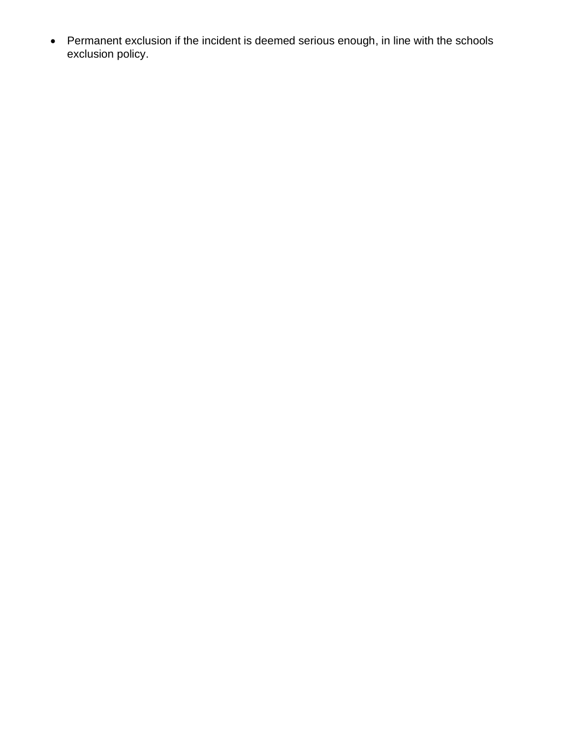- Permanent exclusion if the incident is deemed serious enough, in line with the schools exclusion policy.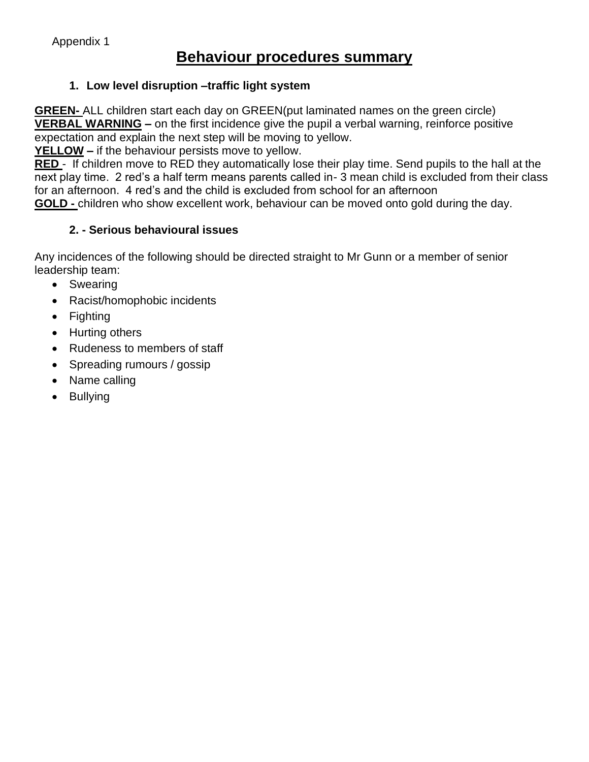Appendix 1

# Behaviour procedures summary

### 1. Low level disruption –traffic light system

**GREEN-** ALL children start each day on GREEN(put laminated names on the green circle)
**VERBAL WARNING –** on the first incidence give the pupil a verbal warning, reinforce positive expectation and explain the next step will be moving to yellow.
**YELLOW –** if the behaviour persists move to yellow.
**RED** - If children move to RED they automatically lose their play time. Send pupils to the hall at the next play time. 2 red's a half term means parents called in- 3 mean child is excluded from their class for an afternoon. 4 red's and the child is excluded from school for an afternoon
**GOLD -** children who show excellent work, behaviour can be moved onto gold during the day.

### 2. - Serious behavioural issues

Any incidences of the following should be directed straight to Mr Gunn or a member of senior leadership team:

- Swearing
- Racist/homophobic incidents
- Fighting
- Hurting others
- Rudeness to members of staff
- Spreading rumours / gossip
- Name calling
- Bullying